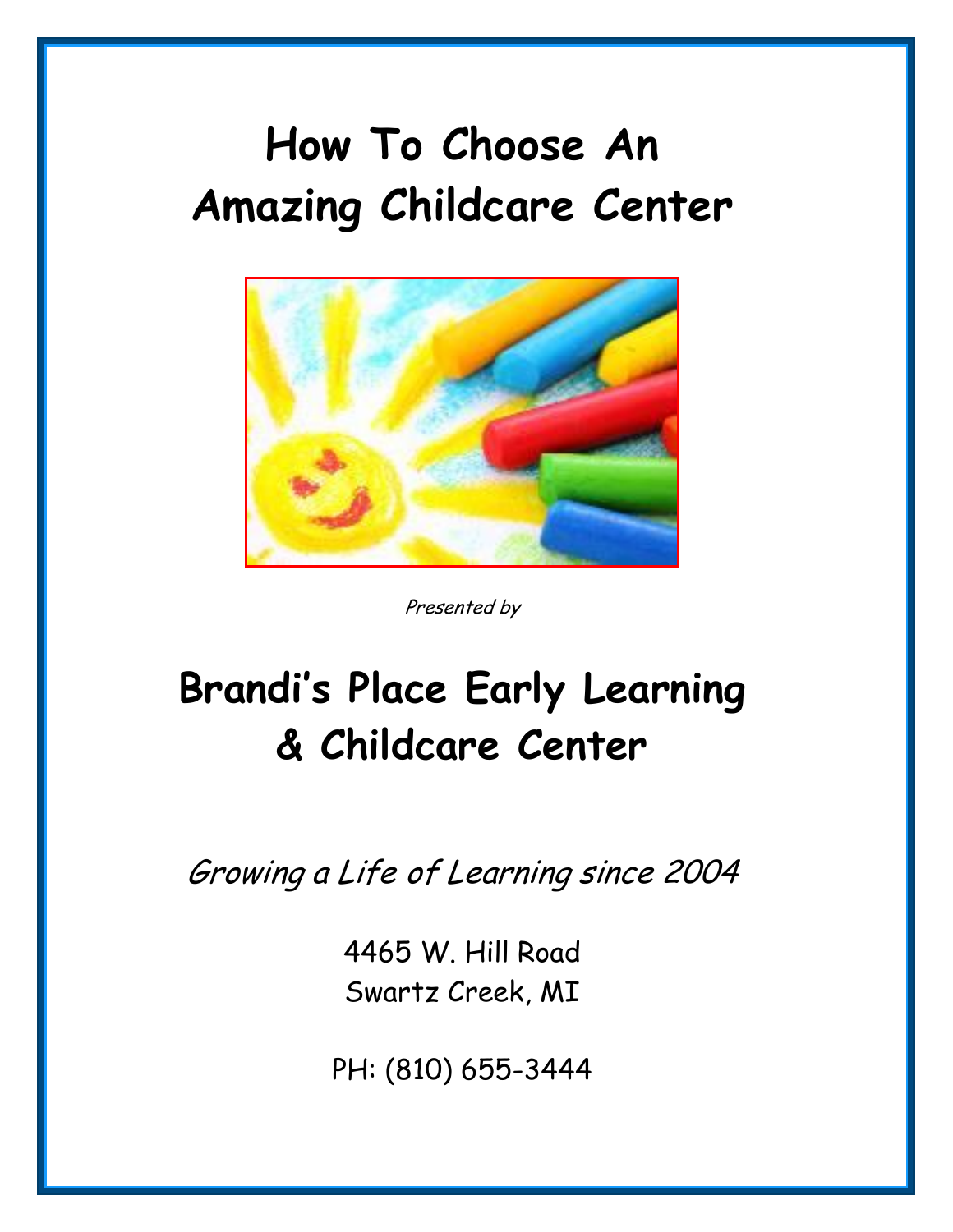# How To Choose An Amazing Childcare Center

*Presented by*

## Brandi's Place Early Learning & Childcare Center

*Growing a Life of Learning since 2004*

4465 W. Hill Road
Swartz Creek, MI

PH: (810) 655-3444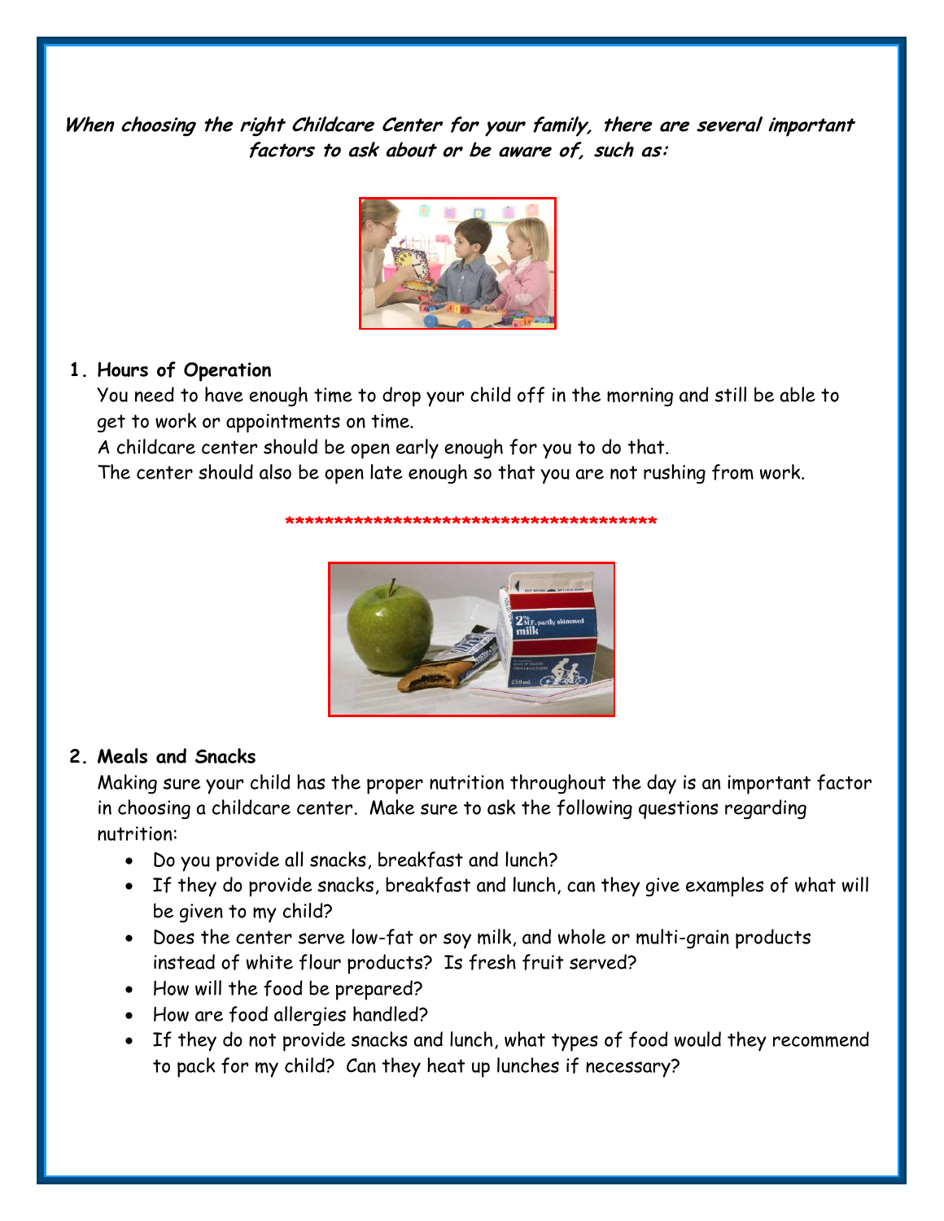***When choosing the right Childcare Center for your family, there are several important factors to ask about or be aware of, such as:***

1. **Hours of Operation**

   You need to have enough time to drop your child off in the morning and still be able to get to work or appointments on time.

   A childcare center should be open early enough for you to do that.

   The center should also be open late enough so that you are not rushing from work.

****************************************

2. **Meals and Snacks**

   Making sure your child has the proper nutrition throughout the day is an important factor in choosing a childcare center. Make sure to ask the following questions regarding nutrition:

   - Do you provide all snacks, breakfast and lunch?
   - If they do provide snacks, breakfast and lunch, can they give examples of what will be given to my child?
   - Does the center serve low-fat or soy milk, and whole or multi-grain products instead of white flour products? Is fresh fruit served?
   - How will the food be prepared?
   - How are food allergies handled?
   - If they do not provide snacks and lunch, what types of food would they recommend to pack for my child? Can they heat up lunches if necessary?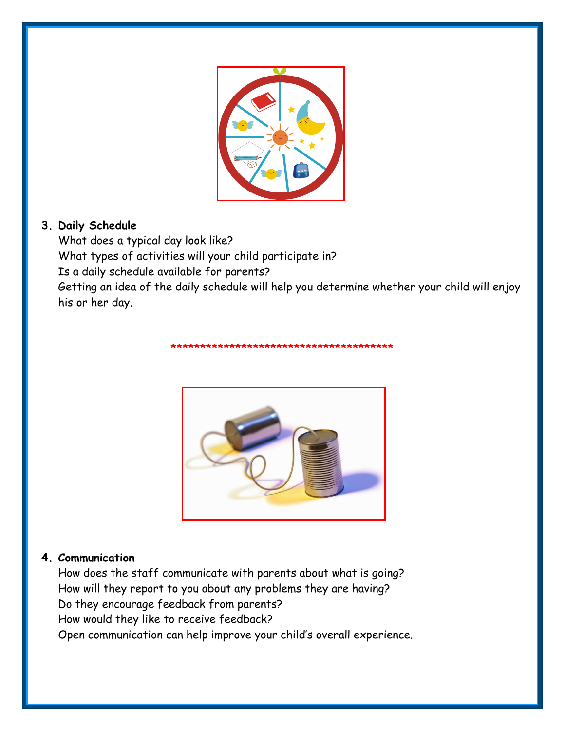3. **Daily Schedule**

   What does a typical day look like?
   What types of activities will your child participate in?
   Is a daily schedule available for parents?
   Getting an idea of the daily schedule will help you determine whether your child will enjoy his or her day.

****************************************

4. **Communication**

   How does the staff communicate with parents about what is going?
   How will they report to you about any problems they are having?
   Do they encourage feedback from parents?
   How would they like to receive feedback?
   Open communication can help improve your child's overall experience.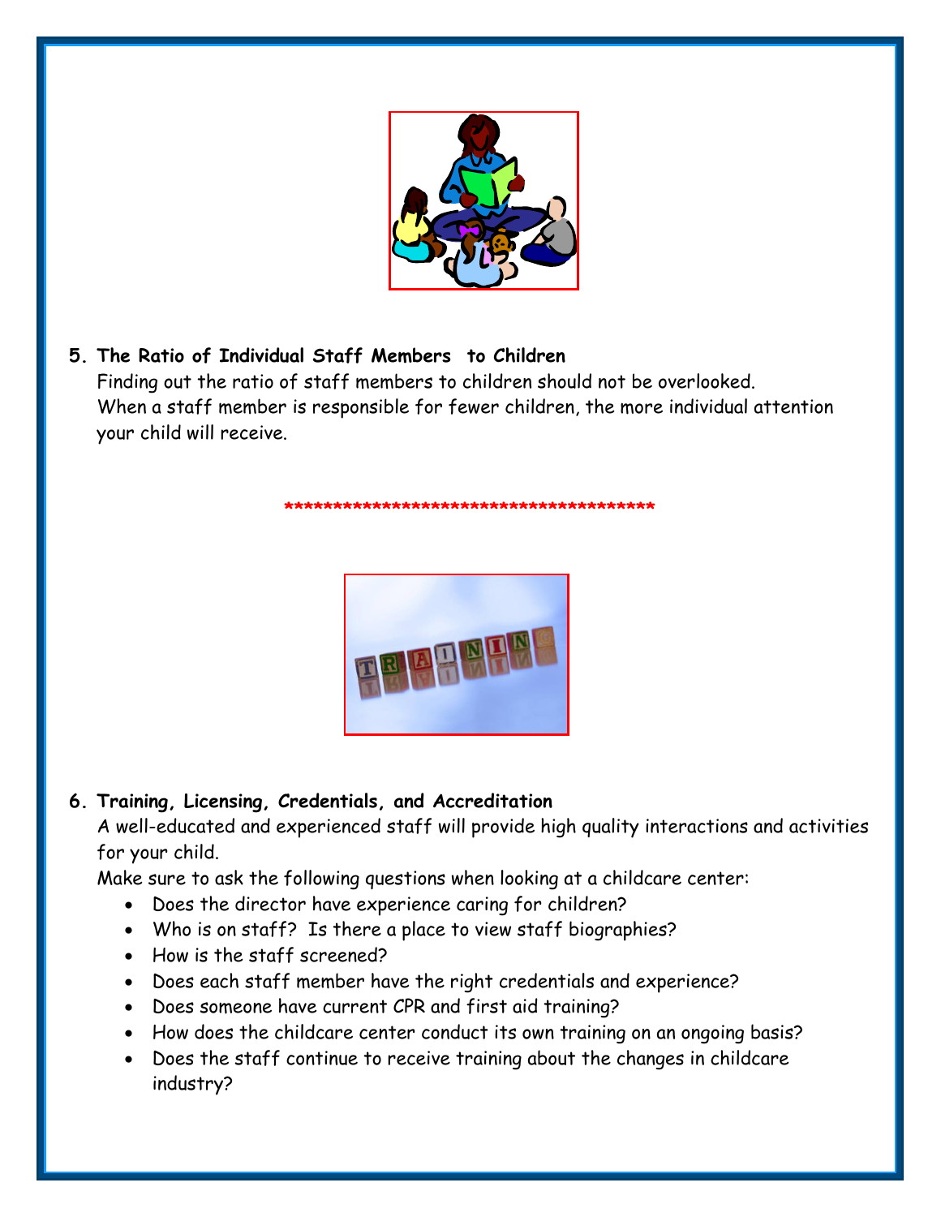5. **The Ratio of Individual Staff Members to Children**

   Finding out the ratio of staff members to children should not be overlooked. When a staff member is responsible for fewer children, the more individual attention your child will receive.

****************************************

6. **Training, Licensing, Credentials, and Accreditation**

   A well-educated and experienced staff will provide high quality interactions and activities for your child.

   Make sure to ask the following questions when looking at a childcare center:

   - Does the director have experience caring for children?
   - Who is on staff? Is there a place to view staff biographies?
   - How is the staff screened?
   - Does each staff member have the right credentials and experience?
   - Does someone have current CPR and first aid training?
   - How does the childcare center conduct its own training on an ongoing basis?
   - Does the staff continue to receive training about the changes in childcare industry?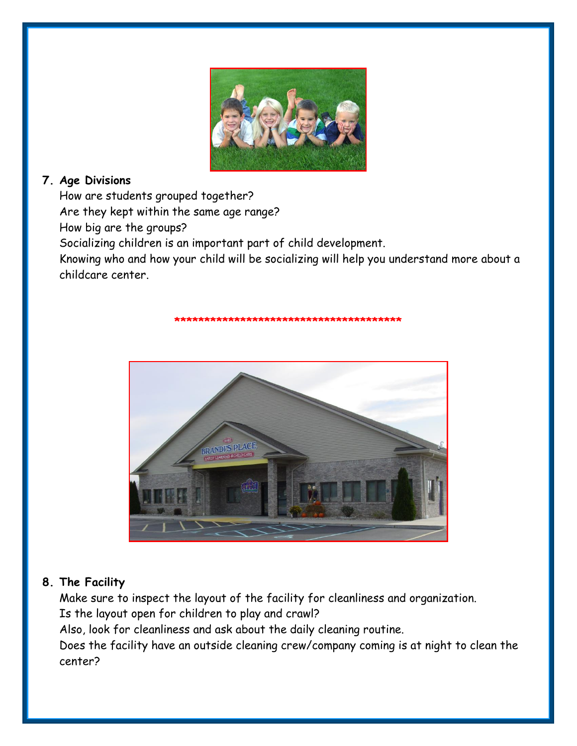7. **Age Divisions**

   How are students grouped together?
   Are they kept within the same age range?
   How big are the groups?
   Socializing children is an important part of child development.
   Knowing who and how your child will be socializing will help you understand more about a childcare center.

****************************************

8. **The Facility**

   Make sure to inspect the layout of the facility for cleanliness and organization.
   Is the layout open for children to play and crawl?
   Also, look for cleanliness and ask about the daily cleaning routine.
   Does the facility have an outside cleaning crew/company coming is at night to clean the center?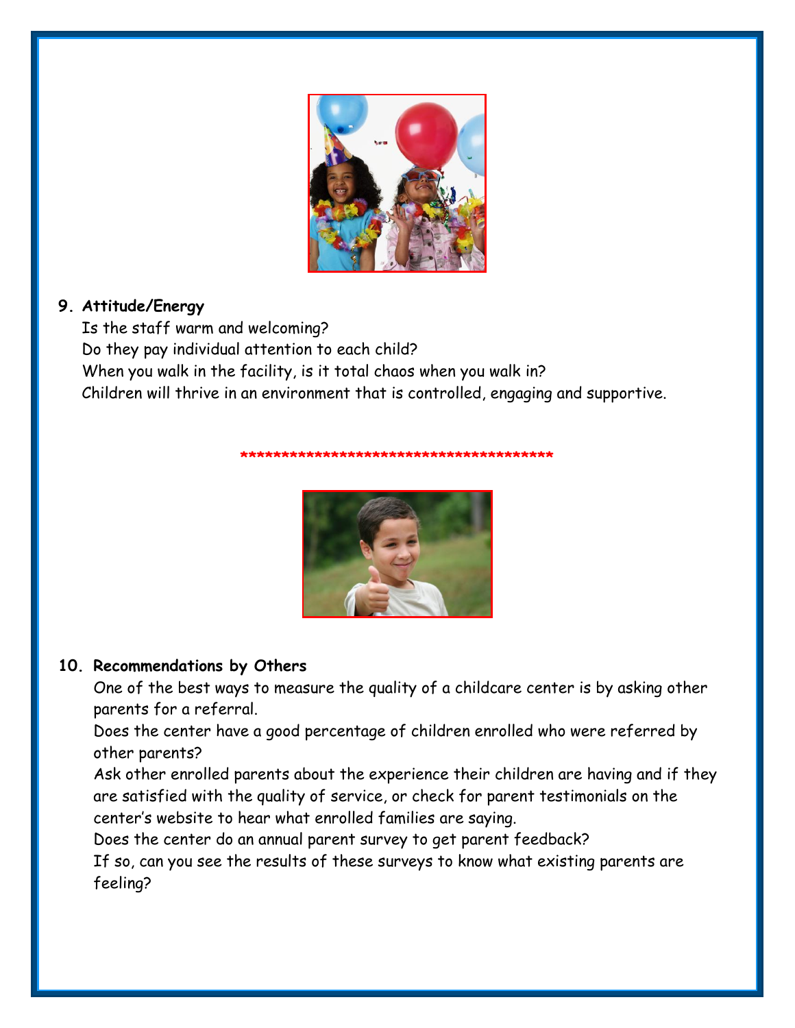**9. Attitude/Energy**

Is the staff warm and welcoming?
Do they pay individual attention to each child?
When you walk in the facility, is it total chaos when you walk in?
Children will thrive in an environment that is controlled, engaging and supportive.

*****************************************

**10. Recommendations by Others**

One of the best ways to measure the quality of a childcare center is by asking other parents for a referral.
Does the center have a good percentage of children enrolled who were referred by other parents?
Ask other enrolled parents about the experience their children are having and if they are satisfied with the quality of service, or check for parent testimonials on the center's website to hear what enrolled families are saying.
Does the center do an annual parent survey to get parent feedback?
If so, can you see the results of these surveys to know what existing parents are feeling?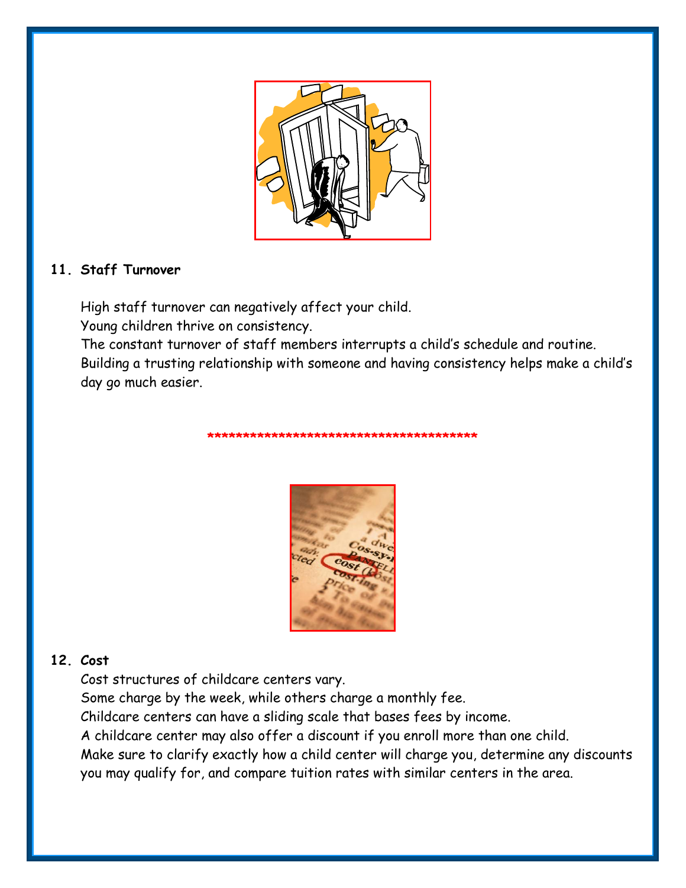**11. Staff Turnover**

High staff turnover can negatively affect your child.
Young children thrive on consistency.
The constant turnover of staff members interrupts a child's schedule and routine.
Building a trusting relationship with someone and having consistency helps make a child's day go much easier.

****************************************

**12. Cost**

Cost structures of childcare centers vary.
Some charge by the week, while others charge a monthly fee.
Childcare centers can have a sliding scale that bases fees by income.
A childcare center may also offer a discount if you enroll more than one child.
Make sure to clarify exactly how a child center will charge you, determine any discounts you may qualify for, and compare tuition rates with similar centers in the area.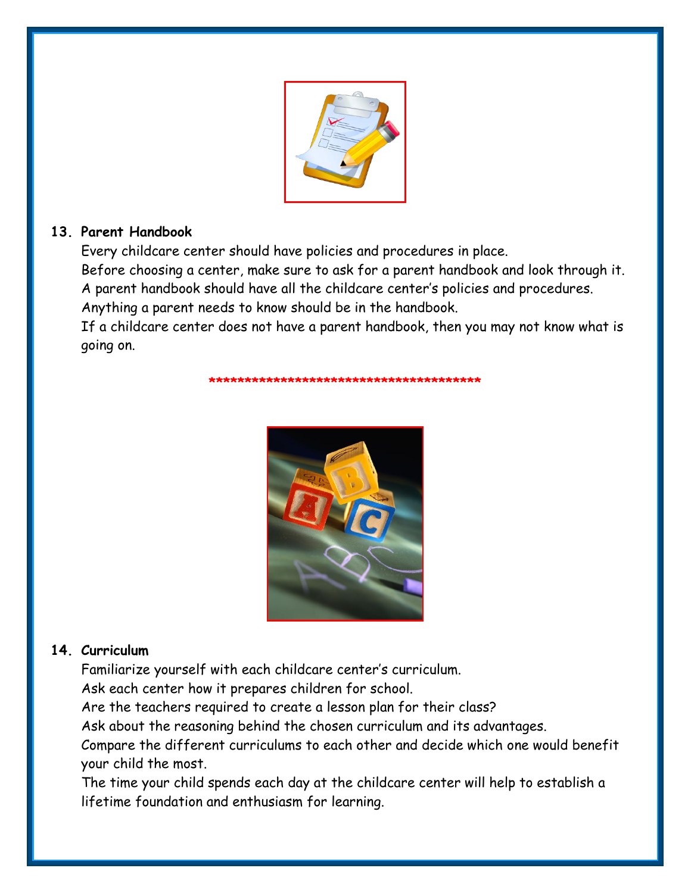**13. Parent Handbook**

Every childcare center should have policies and procedures in place.
Before choosing a center, make sure to ask for a parent handbook and look through it.
A parent handbook should have all the childcare center's policies and procedures.
Anything a parent needs to know should be in the handbook.
If a childcare center does not have a parent handbook, then you may not know what is going on.

****************************************

**14. Curriculum**

Familiarize yourself with each childcare center's curriculum.
Ask each center how it prepares children for school.
Are the teachers required to create a lesson plan for their class?
Ask about the reasoning behind the chosen curriculum and its advantages.
Compare the different curriculums to each other and decide which one would benefit your child the most.
The time your child spends each day at the childcare center will help to establish a lifetime foundation and enthusiasm for learning.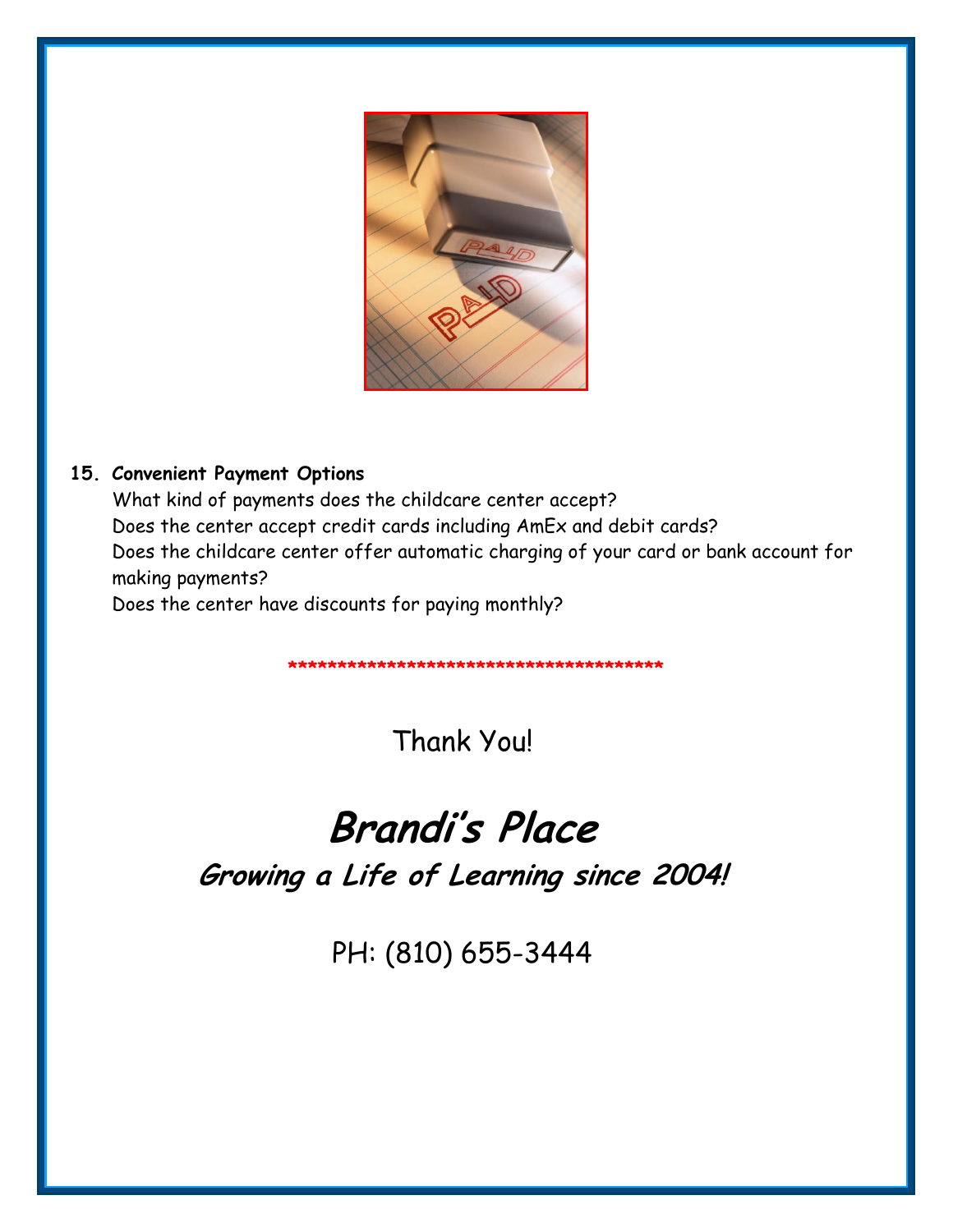**15. Convenient Payment Options**

What kind of payments does the childcare center accept?
Does the center accept credit cards including AmEx and debit cards?
Does the childcare center offer automatic charging of your card or bank account for making payments?
Does the center have discounts for paying monthly?

*******************************************

Thank You!

# *Brandi's Place*

## *Growing a Life of Learning since 2004!*

PH: (810) 655-3444